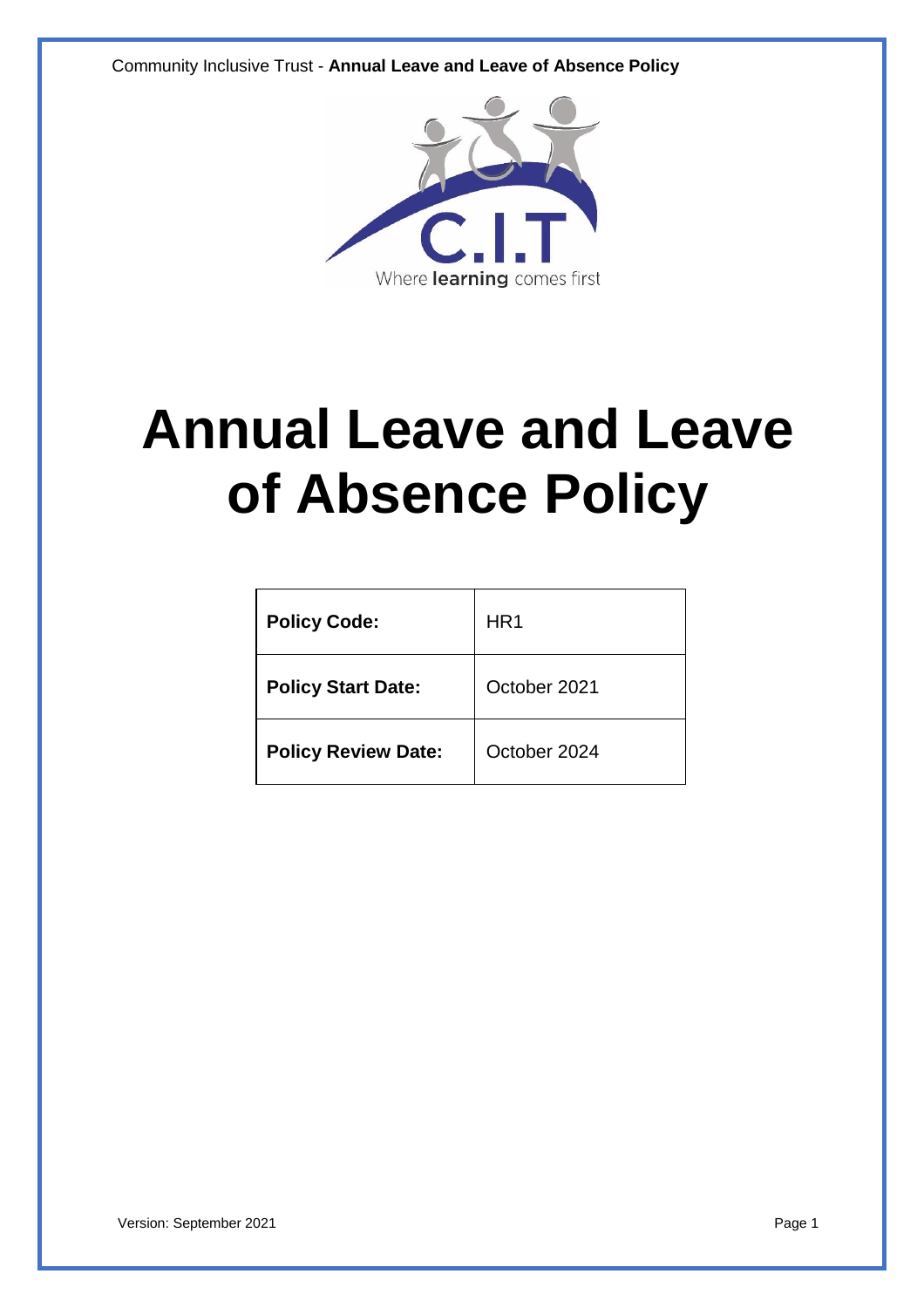# Annual Leave and Leave of Absence Policy

| Policy Code: | HR1 |
|---|---|
| Policy Start Date: | October 2021 |
| Policy Review Date: | October 2024 |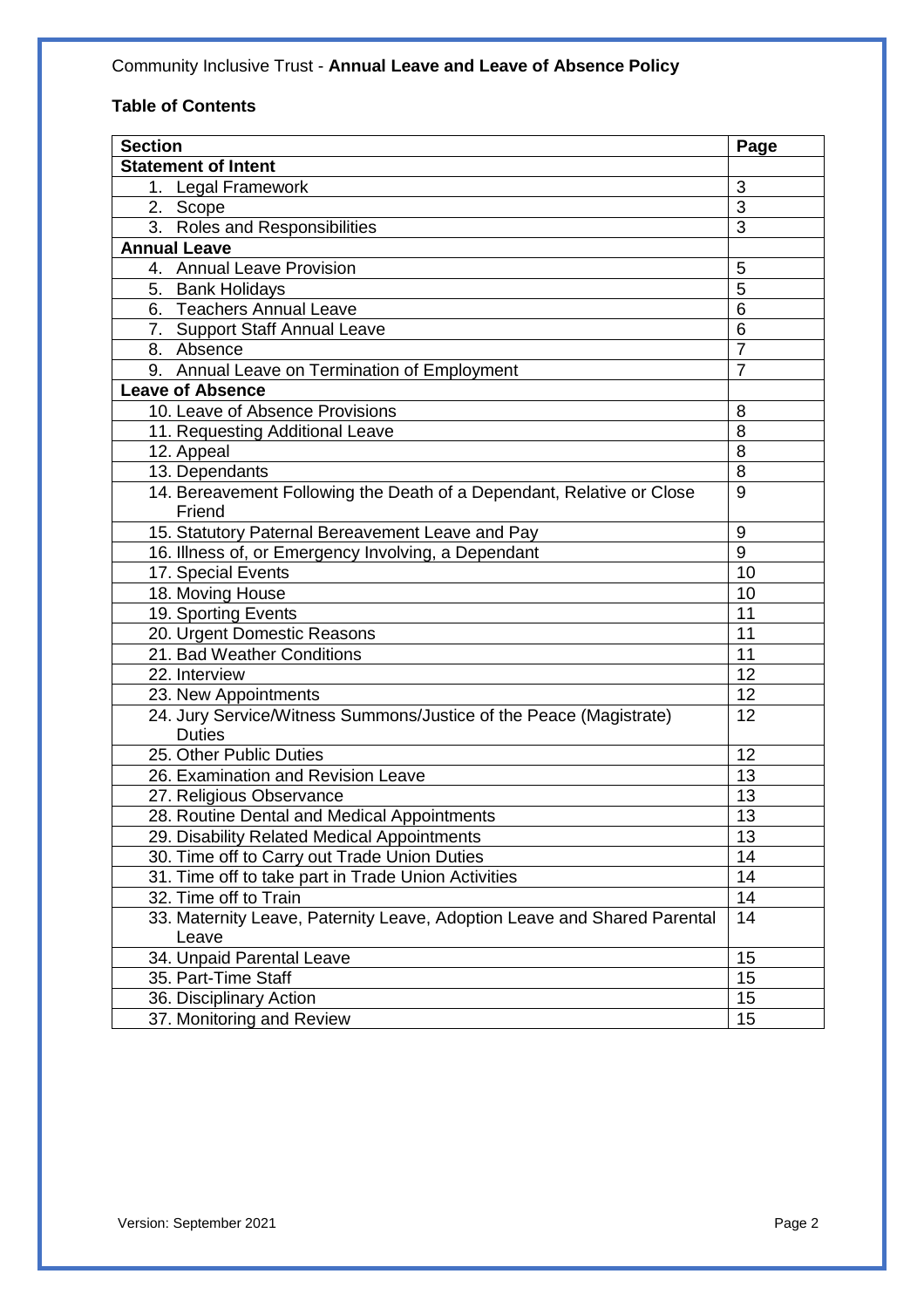Community Inclusive Trust - **Annual Leave and Leave of Absence Policy**

**Table of Contents**

| Section | Page |
|---|---|
| **Statement of Intent** | |
| 1. Legal Framework | 3 |
| 2. Scope | 3 |
| 3. Roles and Responsibilities | 3 |
| **Annual Leave** | |
| 4. Annual Leave Provision | 5 |
| 5. Bank Holidays | 5 |
| 6. Teachers Annual Leave | 6 |
| 7. Support Staff Annual Leave | 6 |
| 8. Absence | 7 |
| 9. Annual Leave on Termination of Employment | 7 |
| **Leave of Absence** | |
| 10. Leave of Absence Provisions | 8 |
| 11. Requesting Additional Leave | 8 |
| 12. Appeal | 8 |
| 13. Dependants | 8 |
| 14. Bereavement Following the Death of a Dependant, Relative or Close Friend | 9 |
| 15. Statutory Paternal Bereavement Leave and Pay | 9 |
| 16. Illness of, or Emergency Involving, a Dependant | 9 |
| 17. Special Events | 10 |
| 18. Moving House | 10 |
| 19. Sporting Events | 11 |
| 20. Urgent Domestic Reasons | 11 |
| 21. Bad Weather Conditions | 11 |
| 22. Interview | 12 |
| 23. New Appointments | 12 |
| 24. Jury Service/Witness Summons/Justice of the Peace (Magistrate) Duties | 12 |
| 25. Other Public Duties | 12 |
| 26. Examination and Revision Leave | 13 |
| 27. Religious Observance | 13 |
| 28. Routine Dental and Medical Appointments | 13 |
| 29. Disability Related Medical Appointments | 13 |
| 30. Time off to Carry out Trade Union Duties | 14 |
| 31. Time off to take part in Trade Union Activities | 14 |
| 32. Time off to Train | 14 |
| 33. Maternity Leave, Paternity Leave, Adoption Leave and Shared Parental Leave | 14 |
| 34. Unpaid Parental Leave | 15 |
| 35. Part-Time Staff | 15 |
| 36. Disciplinary Action | 15 |
| 37. Monitoring and Review | 15 |

Version: September 2021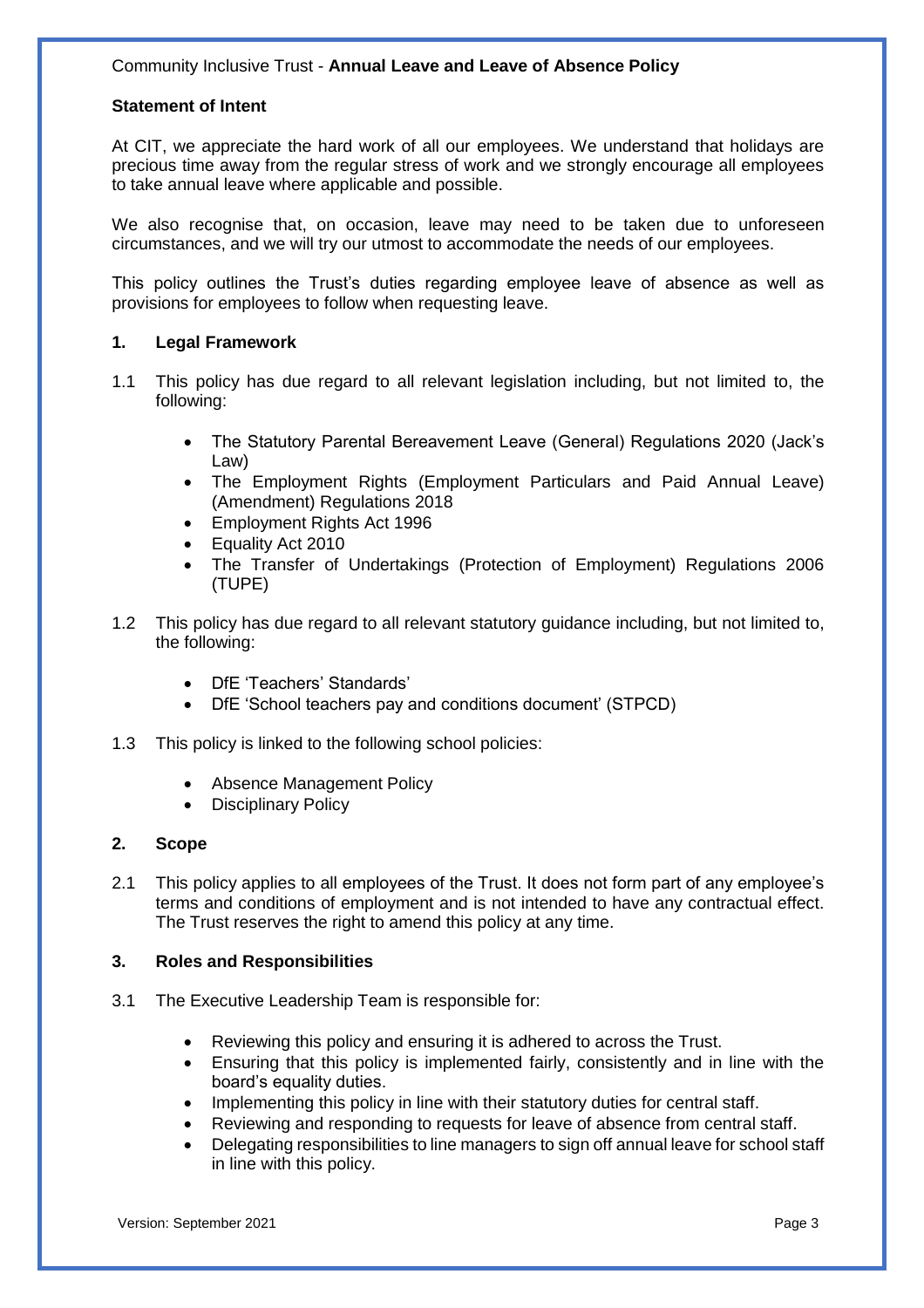## Statement of Intent

At CIT, we appreciate the hard work of all our employees. We understand that holidays are precious time away from the regular stress of work and we strongly encourage all employees to take annual leave where applicable and possible.

We also recognise that, on occasion, leave may need to be taken due to unforeseen circumstances, and we will try our utmost to accommodate the needs of our employees.

This policy outlines the Trust's duties regarding employee leave of absence as well as provisions for employees to follow when requesting leave.

## 1. Legal Framework

1.1 This policy has due regard to all relevant legislation including, but not limited to, the following:

- The Statutory Parental Bereavement Leave (General) Regulations 2020 (Jack's Law)
- The Employment Rights (Employment Particulars and Paid Annual Leave) (Amendment) Regulations 2018
- Employment Rights Act 1996
- Equality Act 2010
- The Transfer of Undertakings (Protection of Employment) Regulations 2006 (TUPE)

1.2 This policy has due regard to all relevant statutory guidance including, but not limited to, the following:

- DfE 'Teachers' Standards'
- DfE 'School teachers pay and conditions document' (STPCD)

1.3 This policy is linked to the following school policies:

- Absence Management Policy
- Disciplinary Policy

## 2. Scope

2.1 This policy applies to all employees of the Trust. It does not form part of any employee's terms and conditions of employment and is not intended to have any contractual effect. The Trust reserves the right to amend this policy at any time.

## 3. Roles and Responsibilities

3.1 The Executive Leadership Team is responsible for:

- Reviewing this policy and ensuring it is adhered to across the Trust.
- Ensuring that this policy is implemented fairly, consistently and in line with the board's equality duties.
- Implementing this policy in line with their statutory duties for central staff.
- Reviewing and responding to requests for leave of absence from central staff.
- Delegating responsibilities to line managers to sign off annual leave for school staff in line with this policy.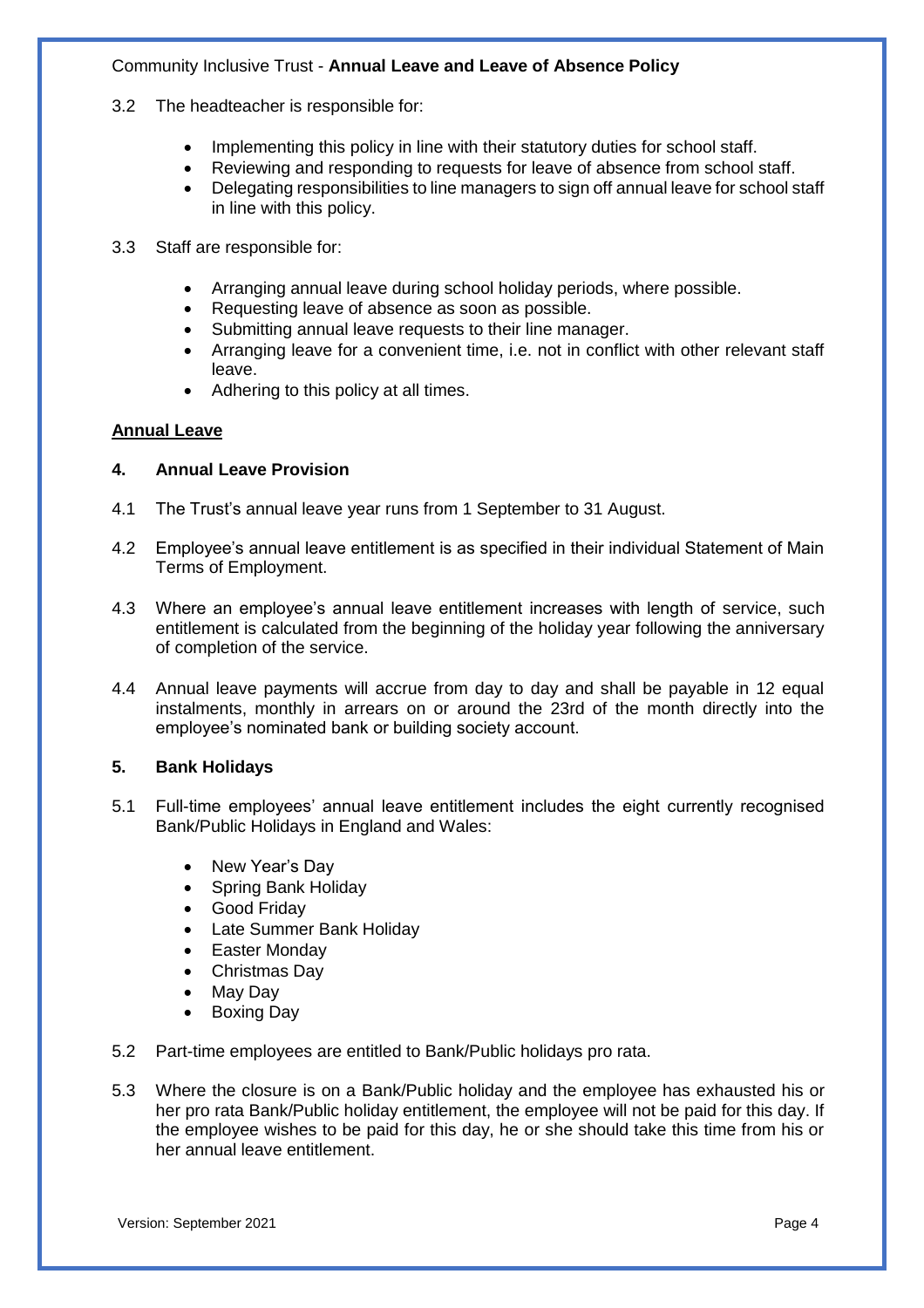3.2 The headteacher is responsible for:

- Implementing this policy in line with their statutory duties for school staff.
- Reviewing and responding to requests for leave of absence from school staff.
- Delegating responsibilities to line managers to sign off annual leave for school staff in line with this policy.

3.3 Staff are responsible for:

- Arranging annual leave during school holiday periods, where possible.
- Requesting leave of absence as soon as possible.
- Submitting annual leave requests to their line manager.
- Arranging leave for a convenient time, i.e. not in conflict with other relevant staff leave.
- Adhering to this policy at all times.

## Annual Leave

### 4. Annual Leave Provision

4.1 The Trust's annual leave year runs from 1 September to 31 August.

4.2 Employee's annual leave entitlement is as specified in their individual Statement of Main Terms of Employment.

4.3 Where an employee's annual leave entitlement increases with length of service, such entitlement is calculated from the beginning of the holiday year following the anniversary of completion of the service.

4.4 Annual leave payments will accrue from day to day and shall be payable in 12 equal instalments, monthly in arrears on or around the 23rd of the month directly into the employee's nominated bank or building society account.

### 5. Bank Holidays

5.1 Full-time employees' annual leave entitlement includes the eight currently recognised Bank/Public Holidays in England and Wales:

- New Year's Day
- Spring Bank Holiday
- Good Friday
- Late Summer Bank Holiday
- Easter Monday
- Christmas Day
- May Day
- Boxing Day

5.2 Part-time employees are entitled to Bank/Public holidays pro rata.

5.3 Where the closure is on a Bank/Public holiday and the employee has exhausted his or her pro rata Bank/Public holiday entitlement, the employee will not be paid for this day. If the employee wishes to be paid for this day, he or she should take this time from his or her annual leave entitlement.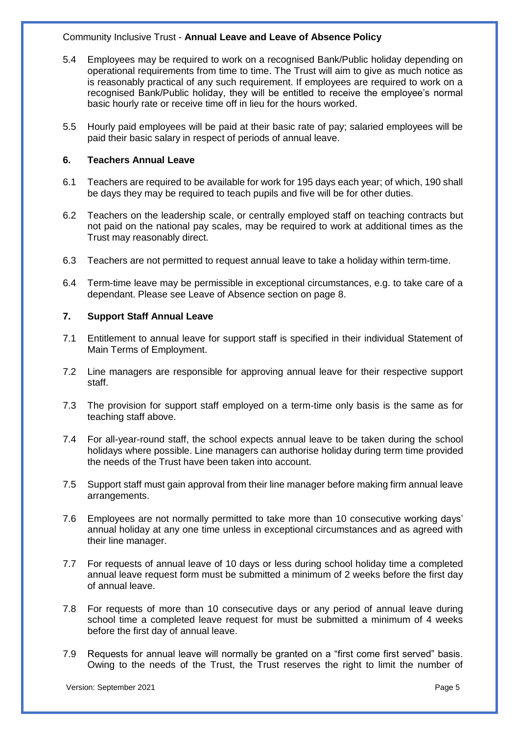5.4 Employees may be required to work on a recognised Bank/Public holiday depending on operational requirements from time to time. The Trust will aim to give as much notice as is reasonably practical of any such requirement. If employees are required to work on a recognised Bank/Public holiday, they will be entitled to receive the employee's normal basic hourly rate or receive time off in lieu for the hours worked.

5.5 Hourly paid employees will be paid at their basic rate of pay; salaried employees will be paid their basic salary in respect of periods of annual leave.

## 6. Teachers Annual Leave

6.1 Teachers are required to be available for work for 195 days each year; of which, 190 shall be days they may be required to teach pupils and five will be for other duties.

6.2 Teachers on the leadership scale, or centrally employed staff on teaching contracts but not paid on the national pay scales, may be required to work at additional times as the Trust may reasonably direct.

6.3 Teachers are not permitted to request annual leave to take a holiday within term-time.

6.4 Term-time leave may be permissible in exceptional circumstances, e.g. to take care of a dependant. Please see Leave of Absence section on page 8.

## 7. Support Staff Annual Leave

7.1 Entitlement to annual leave for support staff is specified in their individual Statement of Main Terms of Employment.

7.2 Line managers are responsible for approving annual leave for their respective support staff.

7.3 The provision for support staff employed on a term-time only basis is the same as for teaching staff above.

7.4 For all-year-round staff, the school expects annual leave to be taken during the school holidays where possible. Line managers can authorise holiday during term time provided the needs of the Trust have been taken into account.

7.5 Support staff must gain approval from their line manager before making firm annual leave arrangements.

7.6 Employees are not normally permitted to take more than 10 consecutive working days' annual holiday at any one time unless in exceptional circumstances and as agreed with their line manager.

7.7 For requests of annual leave of 10 days or less during school holiday time a completed annual leave request form must be submitted a minimum of 2 weeks before the first day of annual leave.

7.8 For requests of more than 10 consecutive days or any period of annual leave during school time a completed leave request for must be submitted a minimum of 4 weeks before the first day of annual leave.

7.9 Requests for annual leave will normally be granted on a "first come first served" basis. Owing to the needs of the Trust, the Trust reserves the right to limit the number of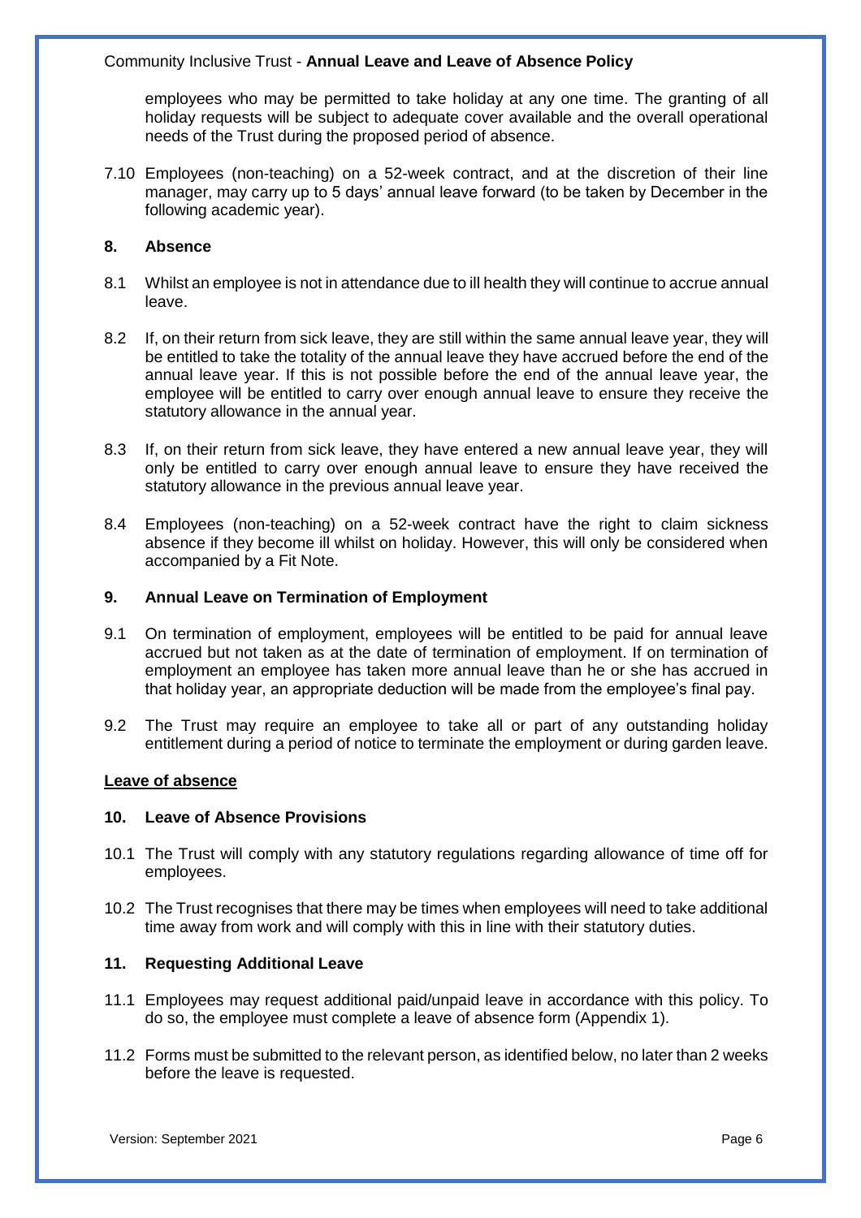employees who may be permitted to take holiday at any one time. The granting of all holiday requests will be subject to adequate cover available and the overall operational needs of the Trust during the proposed period of absence.

7.10 Employees (non-teaching) on a 52-week contract, and at the discretion of their line manager, may carry up to 5 days' annual leave forward (to be taken by December in the following academic year).

## 8. Absence

8.1 Whilst an employee is not in attendance due to ill health they will continue to accrue annual leave.

8.2 If, on their return from sick leave, they are still within the same annual leave year, they will be entitled to take the totality of the annual leave they have accrued before the end of the annual leave year. If this is not possible before the end of the annual leave year, the employee will be entitled to carry over enough annual leave to ensure they receive the statutory allowance in the annual year.

8.3 If, on their return from sick leave, they have entered a new annual leave year, they will only be entitled to carry over enough annual leave to ensure they have received the statutory allowance in the previous annual leave year.

8.4 Employees (non-teaching) on a 52-week contract have the right to claim sickness absence if they become ill whilst on holiday. However, this will only be considered when accompanied by a Fit Note.

## 9. Annual Leave on Termination of Employment

9.1 On termination of employment, employees will be entitled to be paid for annual leave accrued but not taken as at the date of termination of employment. If on termination of employment an employee has taken more annual leave than he or she has accrued in that holiday year, an appropriate deduction will be made from the employee's final pay.

9.2 The Trust may require an employee to take all or part of any outstanding holiday entitlement during a period of notice to terminate the employment or during garden leave.

**Leave of absence**

## 10. Leave of Absence Provisions

10.1 The Trust will comply with any statutory regulations regarding allowance of time off for employees.

10.2 The Trust recognises that there may be times when employees will need to take additional time away from work and will comply with this in line with their statutory duties.

## 11. Requesting Additional Leave

11.1 Employees may request additional paid/unpaid leave in accordance with this policy. To do so, the employee must complete a leave of absence form (Appendix 1).

11.2 Forms must be submitted to the relevant person, as identified below, no later than 2 weeks before the leave is requested.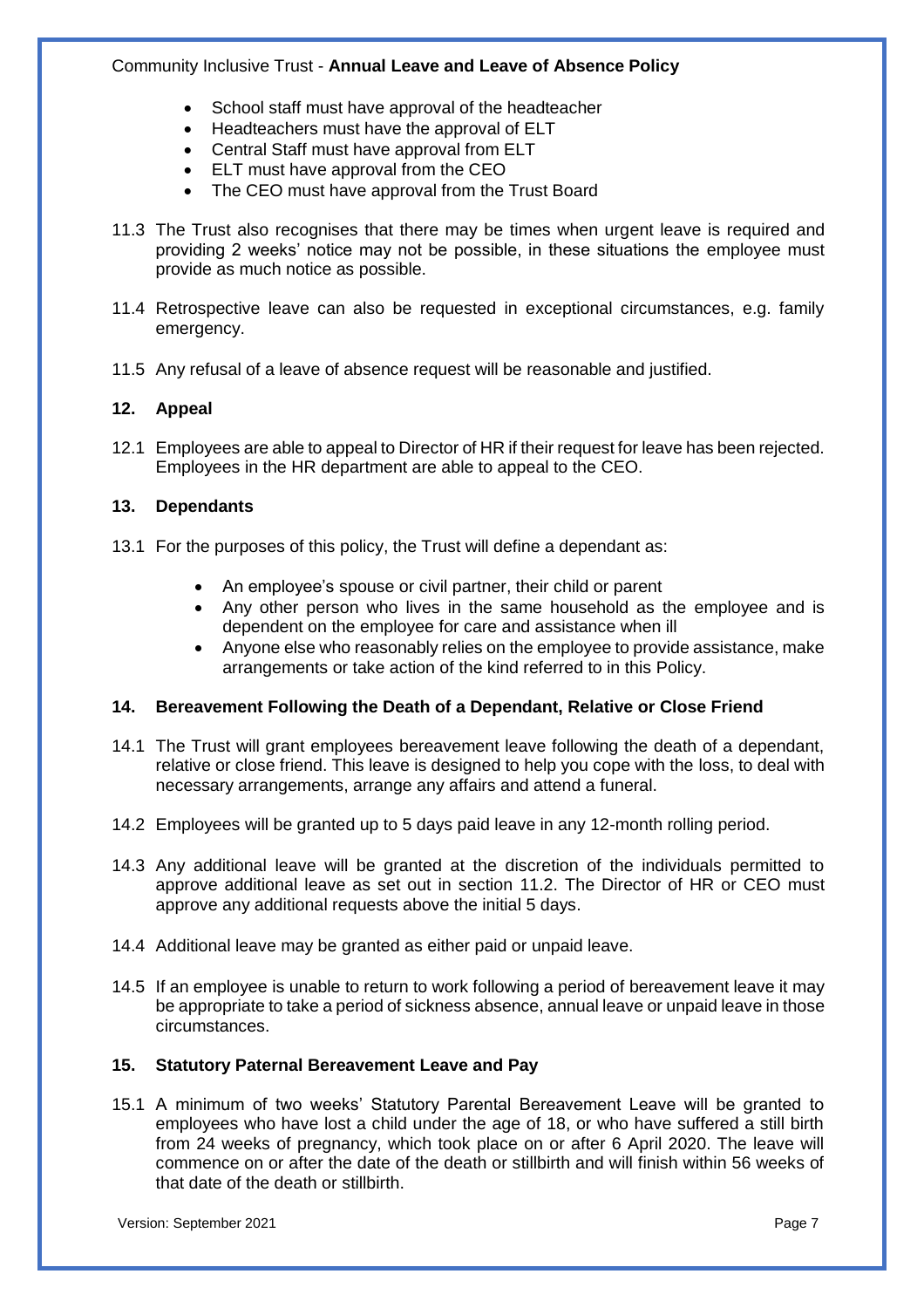- School staff must have approval of the headteacher
- Headteachers must have the approval of ELT
- Central Staff must have approval from ELT
- ELT must have approval from the CEO
- The CEO must have approval from the Trust Board

11.3 The Trust also recognises that there may be times when urgent leave is required and providing 2 weeks' notice may not be possible, in these situations the employee must provide as much notice as possible.

11.4 Retrospective leave can also be requested in exceptional circumstances, e.g. family emergency.

11.5 Any refusal of a leave of absence request will be reasonable and justified.

## 12. Appeal

12.1 Employees are able to appeal to Director of HR if their request for leave has been rejected. Employees in the HR department are able to appeal to the CEO.

## 13. Dependants

13.1 For the purposes of this policy, the Trust will define a dependant as:

- An employee's spouse or civil partner, their child or parent
- Any other person who lives in the same household as the employee and is dependent on the employee for care and assistance when ill
- Anyone else who reasonably relies on the employee to provide assistance, make arrangements or take action of the kind referred to in this Policy.

## 14. Bereavement Following the Death of a Dependant, Relative or Close Friend

14.1 The Trust will grant employees bereavement leave following the death of a dependant, relative or close friend. This leave is designed to help you cope with the loss, to deal with necessary arrangements, arrange any affairs and attend a funeral.

14.2 Employees will be granted up to 5 days paid leave in any 12-month rolling period.

14.3 Any additional leave will be granted at the discretion of the individuals permitted to approve additional leave as set out in section 11.2. The Director of HR or CEO must approve any additional requests above the initial 5 days.

14.4 Additional leave may be granted as either paid or unpaid leave.

14.5 If an employee is unable to return to work following a period of bereavement leave it may be appropriate to take a period of sickness absence, annual leave or unpaid leave in those circumstances.

## 15. Statutory Paternal Bereavement Leave and Pay

15.1 A minimum of two weeks' Statutory Parental Bereavement Leave will be granted to employees who have lost a child under the age of 18, or who have suffered a still birth from 24 weeks of pregnancy, which took place on or after 6 April 2020. The leave will commence on or after the date of the death or stillbirth and will finish within 56 weeks of that date of the death or stillbirth.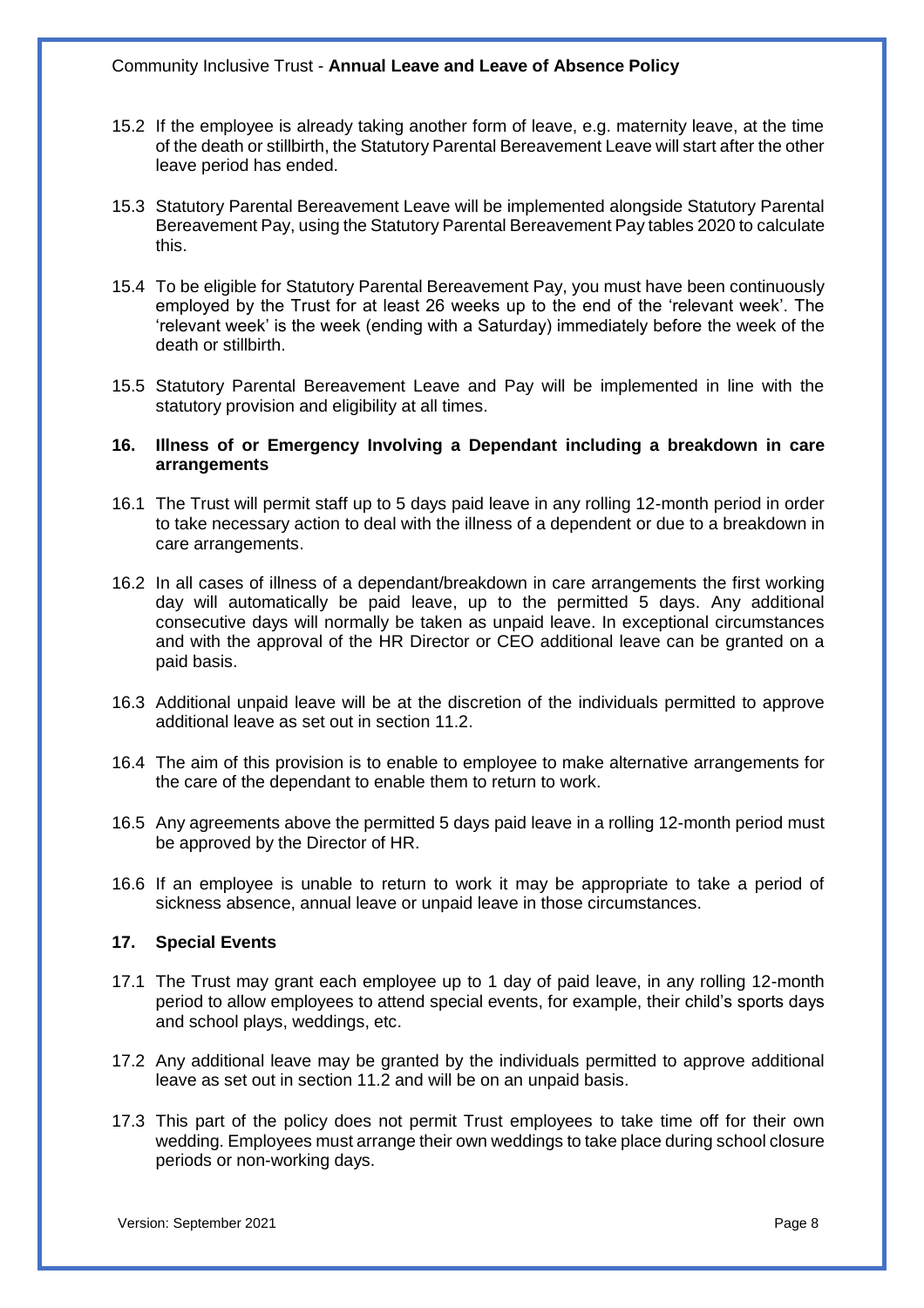15.2 If the employee is already taking another form of leave, e.g. maternity leave, at the time of the death or stillbirth, the Statutory Parental Bereavement Leave will start after the other leave period has ended.

15.3 Statutory Parental Bereavement Leave will be implemented alongside Statutory Parental Bereavement Pay, using the Statutory Parental Bereavement Pay tables 2020 to calculate this.

15.4 To be eligible for Statutory Parental Bereavement Pay, you must have been continuously employed by the Trust for at least 26 weeks up to the end of the 'relevant week'. The 'relevant week' is the week (ending with a Saturday) immediately before the week of the death or stillbirth.

15.5 Statutory Parental Bereavement Leave and Pay will be implemented in line with the statutory provision and eligibility at all times.

## 16. Illness of or Emergency Involving a Dependant including a breakdown in care arrangements

16.1 The Trust will permit staff up to 5 days paid leave in any rolling 12-month period in order to take necessary action to deal with the illness of a dependent or due to a breakdown in care arrangements.

16.2 In all cases of illness of a dependant/breakdown in care arrangements the first working day will automatically be paid leave, up to the permitted 5 days. Any additional consecutive days will normally be taken as unpaid leave. In exceptional circumstances and with the approval of the HR Director or CEO additional leave can be granted on a paid basis.

16.3 Additional unpaid leave will be at the discretion of the individuals permitted to approve additional leave as set out in section 11.2.

16.4 The aim of this provision is to enable to employee to make alternative arrangements for the care of the dependant to enable them to return to work.

16.5 Any agreements above the permitted 5 days paid leave in a rolling 12-month period must be approved by the Director of HR.

16.6 If an employee is unable to return to work it may be appropriate to take a period of sickness absence, annual leave or unpaid leave in those circumstances.

## 17. Special Events

17.1 The Trust may grant each employee up to 1 day of paid leave, in any rolling 12-month period to allow employees to attend special events, for example, their child's sports days and school plays, weddings, etc.

17.2 Any additional leave may be granted by the individuals permitted to approve additional leave as set out in section 11.2 and will be on an unpaid basis.

17.3 This part of the policy does not permit Trust employees to take time off for their own wedding. Employees must arrange their own weddings to take place during school closure periods or non-working days.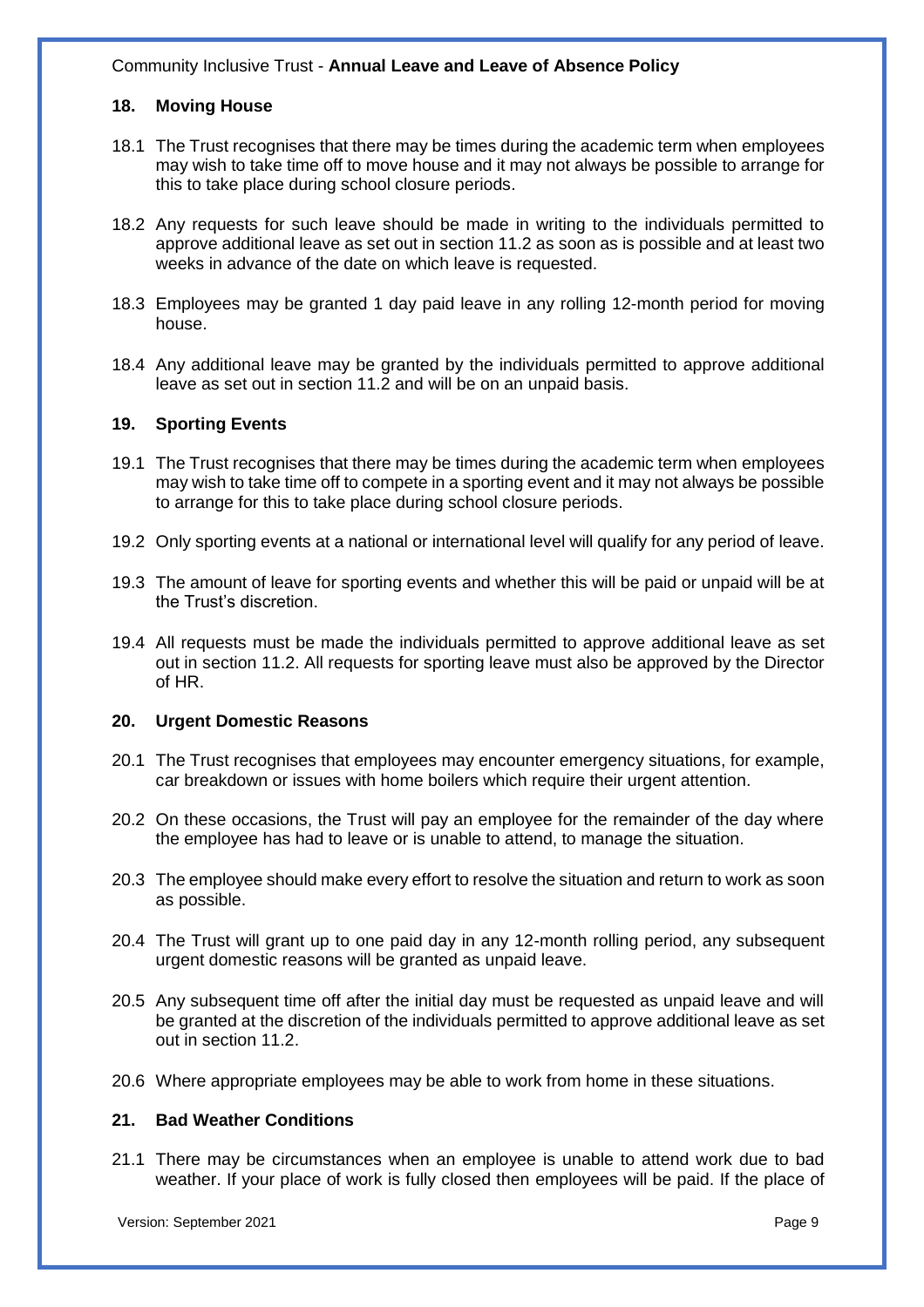## 18. Moving House

18.1 The Trust recognises that there may be times during the academic term when employees may wish to take time off to move house and it may not always be possible to arrange for this to take place during school closure periods.

18.2 Any requests for such leave should be made in writing to the individuals permitted to approve additional leave as set out in section 11.2 as soon as is possible and at least two weeks in advance of the date on which leave is requested.

18.3 Employees may be granted 1 day paid leave in any rolling 12-month period for moving house.

18.4 Any additional leave may be granted by the individuals permitted to approve additional leave as set out in section 11.2 and will be on an unpaid basis.

## 19. Sporting Events

19.1 The Trust recognises that there may be times during the academic term when employees may wish to take time off to compete in a sporting event and it may not always be possible to arrange for this to take place during school closure periods.

19.2 Only sporting events at a national or international level will qualify for any period of leave.

19.3 The amount of leave for sporting events and whether this will be paid or unpaid will be at the Trust's discretion.

19.4 All requests must be made the individuals permitted to approve additional leave as set out in section 11.2. All requests for sporting leave must also be approved by the Director of HR.

## 20. Urgent Domestic Reasons

20.1 The Trust recognises that employees may encounter emergency situations, for example, car breakdown or issues with home boilers which require their urgent attention.

20.2 On these occasions, the Trust will pay an employee for the remainder of the day where the employee has had to leave or is unable to attend, to manage the situation.

20.3 The employee should make every effort to resolve the situation and return to work as soon as possible.

20.4 The Trust will grant up to one paid day in any 12-month rolling period, any subsequent urgent domestic reasons will be granted as unpaid leave.

20.5 Any subsequent time off after the initial day must be requested as unpaid leave and will be granted at the discretion of the individuals permitted to approve additional leave as set out in section 11.2.

20.6 Where appropriate employees may be able to work from home in these situations.

## 21. Bad Weather Conditions

21.1 There may be circumstances when an employee is unable to attend work due to bad weather. If your place of work is fully closed then employees will be paid. If the place of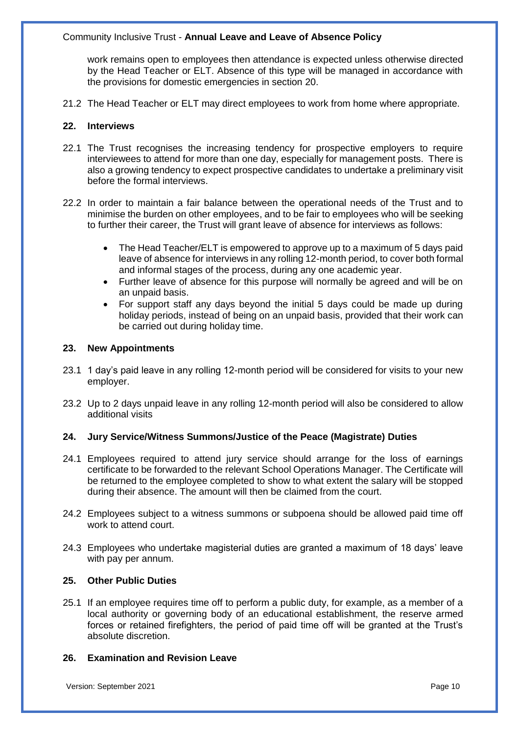work remains open to employees then attendance is expected unless otherwise directed by the Head Teacher or ELT. Absence of this type will be managed in accordance with the provisions for domestic emergencies in section 20.

21.2 The Head Teacher or ELT may direct employees to work from home where appropriate.

## 22. Interviews

22.1 The Trust recognises the increasing tendency for prospective employers to require interviewees to attend for more than one day, especially for management posts. There is also a growing tendency to expect prospective candidates to undertake a preliminary visit before the formal interviews.

22.2 In order to maintain a fair balance between the operational needs of the Trust and to minimise the burden on other employees, and to be fair to employees who will be seeking to further their career, the Trust will grant leave of absence for interviews as follows:

- The Head Teacher/ELT is empowered to approve up to a maximum of 5 days paid leave of absence for interviews in any rolling 12-month period, to cover both formal and informal stages of the process, during any one academic year.
- Further leave of absence for this purpose will normally be agreed and will be on an unpaid basis.
- For support staff any days beyond the initial 5 days could be made up during holiday periods, instead of being on an unpaid basis, provided that their work can be carried out during holiday time.

## 23. New Appointments

23.1 1 day's paid leave in any rolling 12-month period will be considered for visits to your new employer.

23.2 Up to 2 days unpaid leave in any rolling 12-month period will also be considered to allow additional visits

## 24. Jury Service/Witness Summons/Justice of the Peace (Magistrate) Duties

24.1 Employees required to attend jury service should arrange for the loss of earnings certificate to be forwarded to the relevant School Operations Manager. The Certificate will be returned to the employee completed to show to what extent the salary will be stopped during their absence. The amount will then be claimed from the court.

24.2 Employees subject to a witness summons or subpoena should be allowed paid time off work to attend court.

24.3 Employees who undertake magisterial duties are granted a maximum of 18 days' leave with pay per annum.

## 25. Other Public Duties

25.1 If an employee requires time off to perform a public duty, for example, as a member of a local authority or governing body of an educational establishment, the reserve armed forces or retained firefighters, the period of paid time off will be granted at the Trust's absolute discretion.

## 26. Examination and Revision Leave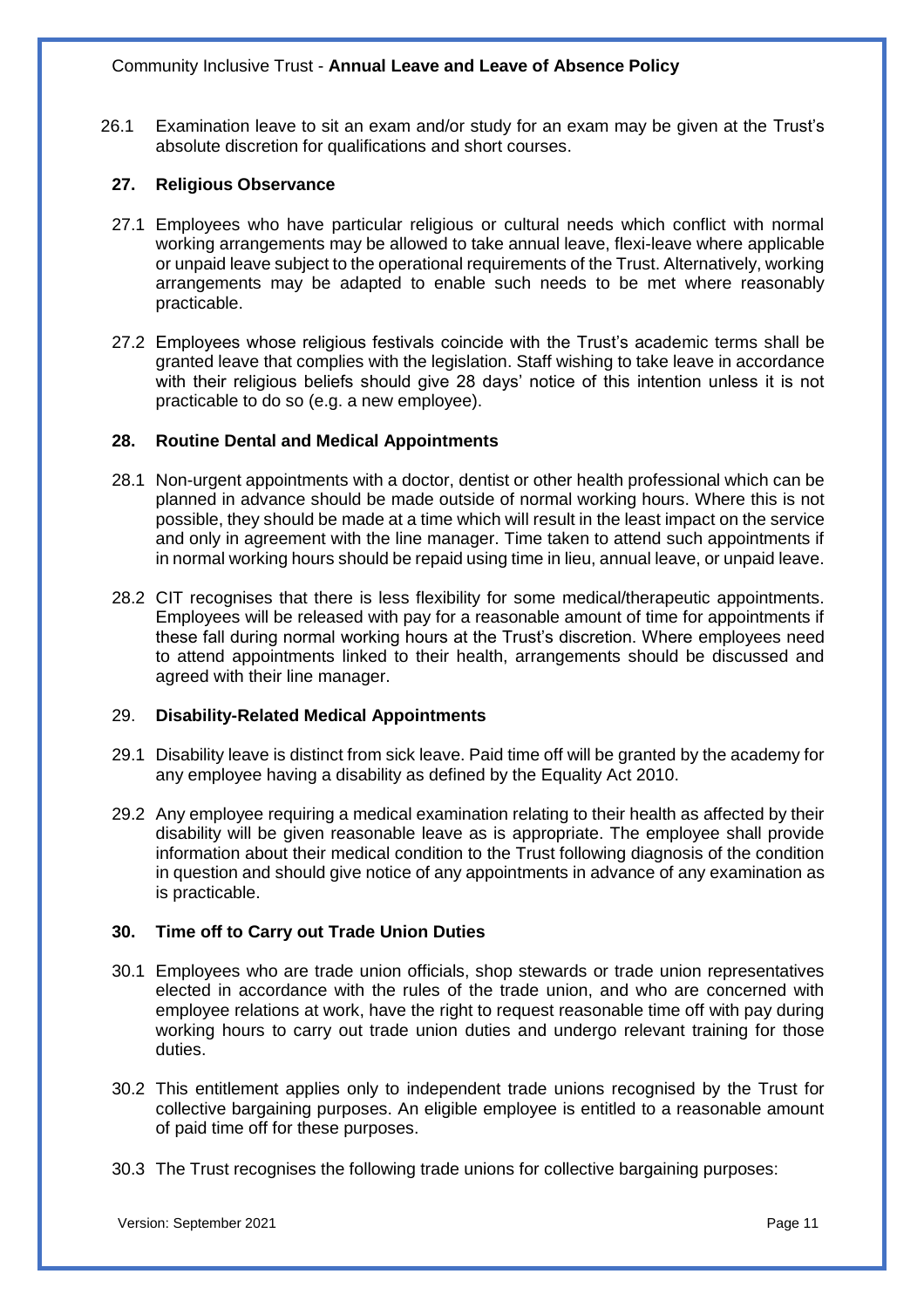26.1 Examination leave to sit an exam and/or study for an exam may be given at the Trust's absolute discretion for qualifications and short courses.

## 27. Religious Observance

27.1 Employees who have particular religious or cultural needs which conflict with normal working arrangements may be allowed to take annual leave, flexi-leave where applicable or unpaid leave subject to the operational requirements of the Trust. Alternatively, working arrangements may be adapted to enable such needs to be met where reasonably practicable.

27.2 Employees whose religious festivals coincide with the Trust's academic terms shall be granted leave that complies with the legislation. Staff wishing to take leave in accordance with their religious beliefs should give 28 days' notice of this intention unless it is not practicable to do so (e.g. a new employee).

## 28. Routine Dental and Medical Appointments

28.1 Non-urgent appointments with a doctor, dentist or other health professional which can be planned in advance should be made outside of normal working hours. Where this is not possible, they should be made at a time which will result in the least impact on the service and only in agreement with the line manager. Time taken to attend such appointments if in normal working hours should be repaid using time in lieu, annual leave, or unpaid leave.

28.2 CIT recognises that there is less flexibility for some medical/therapeutic appointments. Employees will be released with pay for a reasonable amount of time for appointments if these fall during normal working hours at the Trust's discretion. Where employees need to attend appointments linked to their health, arrangements should be discussed and agreed with their line manager.

## 29. Disability-Related Medical Appointments

29.1 Disability leave is distinct from sick leave. Paid time off will be granted by the academy for any employee having a disability as defined by the Equality Act 2010.

29.2 Any employee requiring a medical examination relating to their health as affected by their disability will be given reasonable leave as is appropriate. The employee shall provide information about their medical condition to the Trust following diagnosis of the condition in question and should give notice of any appointments in advance of any examination as is practicable.

## 30. Time off to Carry out Trade Union Duties

30.1 Employees who are trade union officials, shop stewards or trade union representatives elected in accordance with the rules of the trade union, and who are concerned with employee relations at work, have the right to request reasonable time off with pay during working hours to carry out trade union duties and undergo relevant training for those duties.

30.2 This entitlement applies only to independent trade unions recognised by the Trust for collective bargaining purposes. An eligible employee is entitled to a reasonable amount of paid time off for these purposes.

30.3 The Trust recognises the following trade unions for collective bargaining purposes: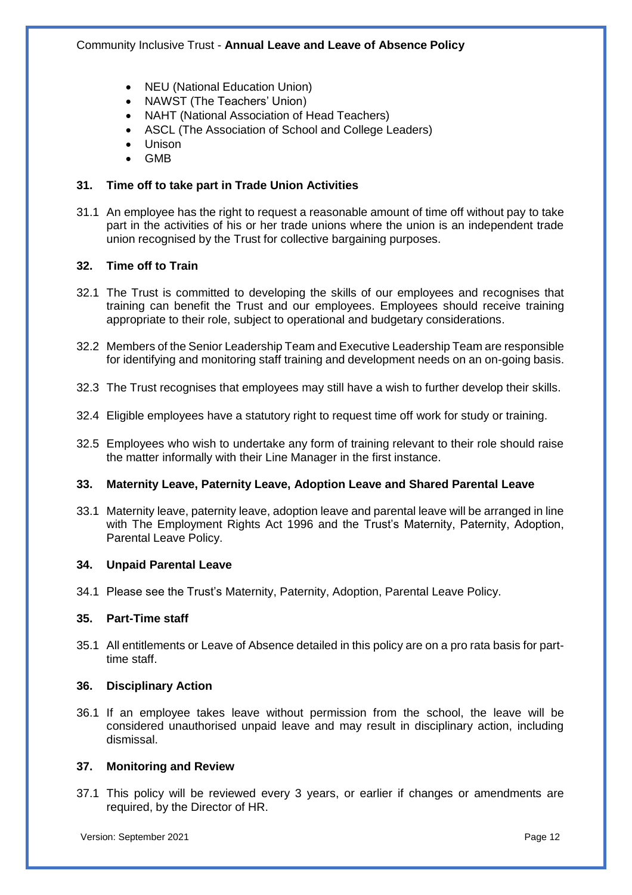- NEU (National Education Union)
- NAWST (The Teachers' Union)
- NAHT (National Association of Head Teachers)
- ASCL (The Association of School and College Leaders)
- Unison
- GMB

## 31. Time off to take part in Trade Union Activities

31.1 An employee has the right to request a reasonable amount of time off without pay to take part in the activities of his or her trade unions where the union is an independent trade union recognised by the Trust for collective bargaining purposes.

## 32. Time off to Train

32.1 The Trust is committed to developing the skills of our employees and recognises that training can benefit the Trust and our employees. Employees should receive training appropriate to their role, subject to operational and budgetary considerations.

32.2 Members of the Senior Leadership Team and Executive Leadership Team are responsible for identifying and monitoring staff training and development needs on an on-going basis.

32.3 The Trust recognises that employees may still have a wish to further develop their skills.

32.4 Eligible employees have a statutory right to request time off work for study or training.

32.5 Employees who wish to undertake any form of training relevant to their role should raise the matter informally with their Line Manager in the first instance.

## 33. Maternity Leave, Paternity Leave, Adoption Leave and Shared Parental Leave

33.1 Maternity leave, paternity leave, adoption leave and parental leave will be arranged in line with The Employment Rights Act 1996 and the Trust's Maternity, Paternity, Adoption, Parental Leave Policy.

## 34. Unpaid Parental Leave

34.1 Please see the Trust's Maternity, Paternity, Adoption, Parental Leave Policy.

## 35. Part-Time staff

35.1 All entitlements or Leave of Absence detailed in this policy are on a pro rata basis for part-time staff.

## 36. Disciplinary Action

36.1 If an employee takes leave without permission from the school, the leave will be considered unauthorised unpaid leave and may result in disciplinary action, including dismissal.

## 37. Monitoring and Review

37.1 This policy will be reviewed every 3 years, or earlier if changes or amendments are required, by the Director of HR.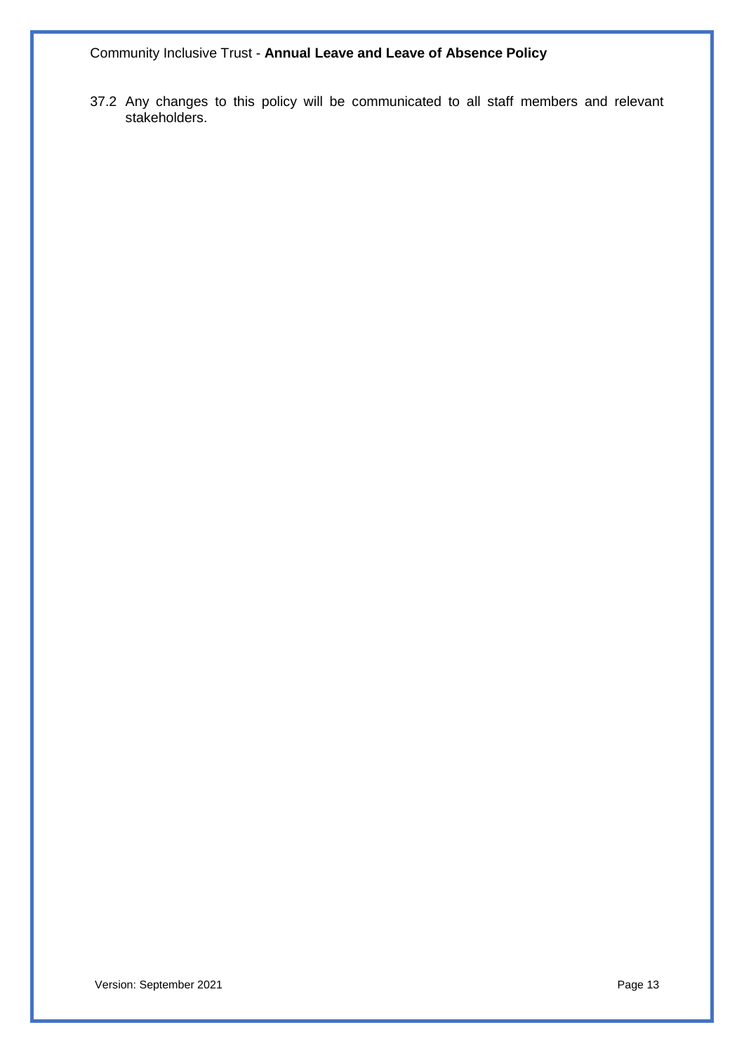37.2 Any changes to this policy will be communicated to all staff members and relevant stakeholders.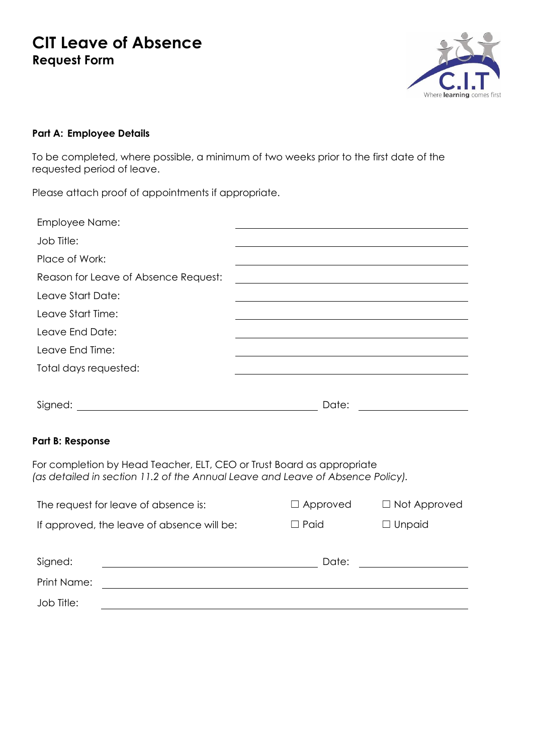# CIT Leave of Absence
## Request Form

C.I.T
Where **learning** comes first

**Part A: Employee Details**

To be completed, where possible, a minimum of two weeks prior to the first date of the requested period of leave.

Please attach proof of appointments if appropriate.

| | |
|---|---|
| Employee Name: | |
| Job Title: | |
| Place of Work: | |
| Reason for Leave of Absence Request: | |
| Leave Start Date: | |
| Leave Start Time: | |
| Leave End Date: | |
| Leave End Time: | |
| Total days requested: | |

Signed: ______________________ Date: ____________

**Part B: Response**

For completion by Head Teacher, ELT, CEO or Trust Board as appropriate
*(as detailed in section 11.2 of the Annual Leave and Leave of Absence Policy).*

| | | |
|---|---|---|
| The request for leave of absence is: | ☐ Approved | ☐ Not Approved |
| If approved, the leave of absence will be: | ☐ Paid | ☐ Unpaid |

Signed: ______________________ Date: ____________

Print Name: ______________________

Job Title: ______________________